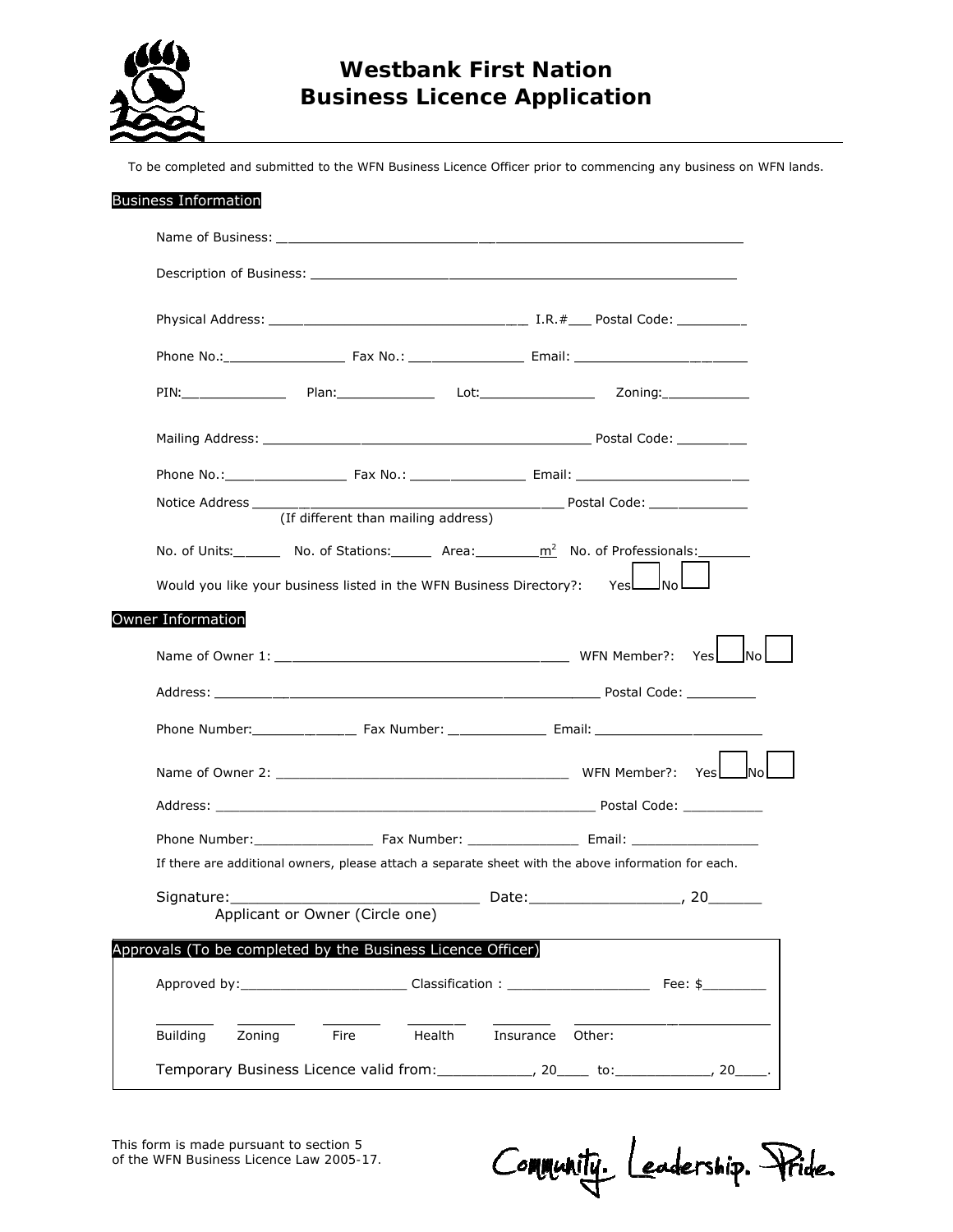# Westbank First Nation Business Licence Application

To be completed and submitted to the WFN Business Licence Officer prior to commencing any business on WFN lands.

## Business Information

Name of Business: ____________________________________________________________

Description of Business: ______________________________________________________

Physical Address: ________________________________ I.R.#___ Postal Code: _________

Phone No.:_______________ Fax No.: _______________ Email: ______________________

PIN:_____________ Plan:_____________ Lot:_______________ Zoning:___________

Mailing Address: ________________________________________ Postal Code: _________

Phone No.:_______________ Fax No.: _______________ Email: ______________________

Notice Address ________________________________________ Postal Code: _____________
(If different than mailing address)

No. of Units:______ No. of Stations:_____ Area:________$m^2$ No. of Professionals:_______

Would you like your business listed in the WFN Business Directory?: Yes ☐ No ☐

## Owner Information

Name of Owner 1: ____________________________________ WFN Member?: Yes ☐ No ☐

Address: ______________________________________________ Postal Code: _________

Phone Number:_____________ Fax Number: ____________ Email: _____________________

Name of Owner 2: ____________________________________ WFN Member?: Yes ☐ No ☐

Address: ______________________________________________ Postal Code: __________

Phone Number:_______________ Fax Number: ______________ Email: ________________

If there are additional owners, please attach a separate sheet with the above information for each.

Signature:____________________________ Date:_________________, 20______
Applicant or Owner (Circle one)

## Approvals (To be completed by the Business Licence Officer)

Approved by:_____________________ Classification : __________________ Fee: $________

_______ Building _______ Zoning _______ Fire _______ Health _______ Insurance _________________________ Other:

Temporary Business Licence valid from:___________, 20____ to:___________, 20____.

This form is made pursuant to section 5 of the WFN Business Licence Law 2005-17.

Community. Leadership. Pride.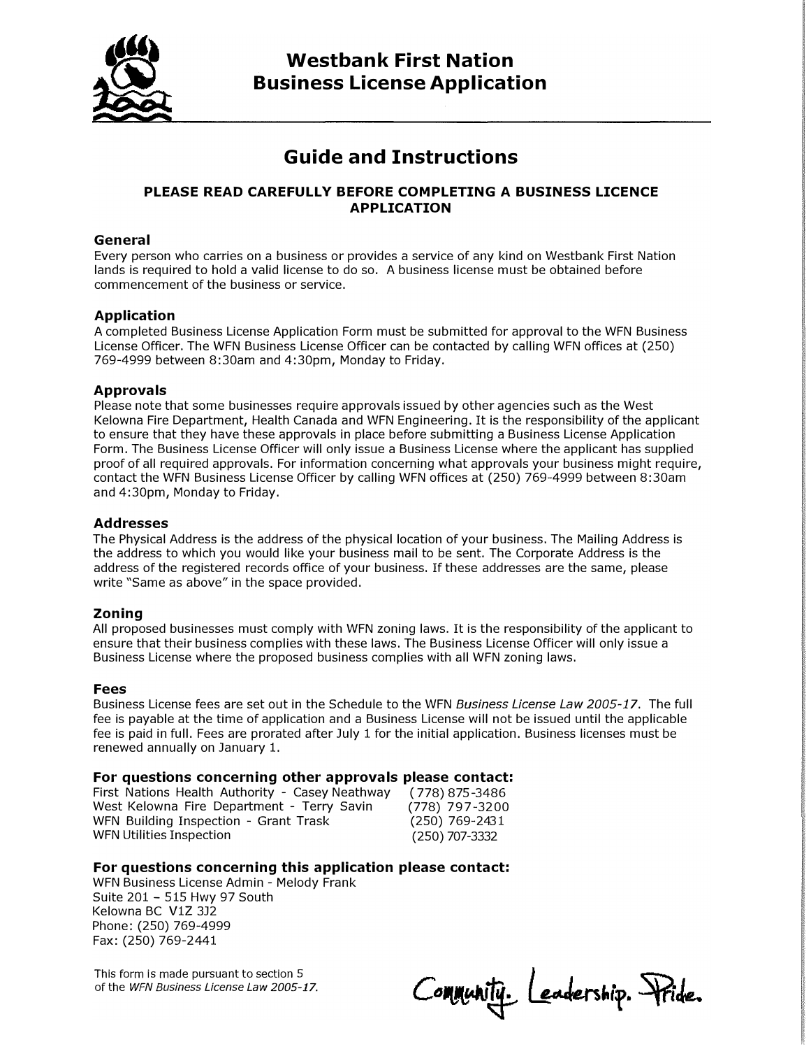# Westbank First Nation Business License Application

## Guide and Instructions

**PLEASE READ CAREFULLY BEFORE COMPLETING A BUSINESS LICENCE APPLICATION**

### General

Every person who carries on a business or provides a service of any kind on Westbank First Nation lands is required to hold a valid license to do so. A business license must be obtained before commencement of the business or service.

### Application

A completed Business License Application Form must be submitted for approval to the WFN Business License Officer. The WFN Business License Officer can be contacted by calling WFN offices at (250) 769-4999 between 8:30am and 4:30pm, Monday to Friday.

### Approvals

Please note that some businesses require approvals issued by other agencies such as the West Kelowna Fire Department, Health Canada and WFN Engineering. It is the responsibility of the applicant to ensure that they have these approvals in place before submitting a Business License Application Form. The Business License Officer will only issue a Business License where the applicant has supplied proof of all required approvals. For information concerning what approvals your business might require, contact the WFN Business License Officer by calling WFN offices at (250) 769-4999 between 8:30am and 4:30pm, Monday to Friday.

### Addresses

The Physical Address is the address of the physical location of your business. The Mailing Address is the address to which you would like your business mail to be sent. The Corporate Address is the address of the registered records office of your business. If these addresses are the same, please write "Same as above" in the space provided.

### Zoning

All proposed businesses must comply with WFN zoning laws. It is the responsibility of the applicant to ensure that their business complies with these laws. The Business License Officer will only issue a Business License where the proposed business complies with all WFN zoning laws.

### Fees

Business License fees are set out in the Schedule to the WFN *Business License Law 2005-17*. The full fee is payable at the time of application and a Business License will not be issued until the applicable fee is paid in full. Fees are prorated after July 1 for the initial application. Business licenses must be renewed annually on January 1.

### For questions concerning other approvals please contact:

| | |
|---|---|
| First Nations Health Authority - Casey Neathway | (778) 875-3486 |
| West Kelowna Fire Department - Terry Savin | (778) 797-3200 |
| WFN Building Inspection - Grant Trask | (250) 769-2431 |
| WFN Utilities Inspection | (250) 707-3332 |

### For questions concerning this application please contact:

WFN Business License Admin - Melody Frank
Suite 201 – 515 Hwy 97 South
Kelowna BC V1Z 3J2
Phone: (250) 769-4999
Fax: (250) 769-2441

This form is made pursuant to section 5 of the *WFN Business License Law 2005-17.*

Community. Leadership. Pride.